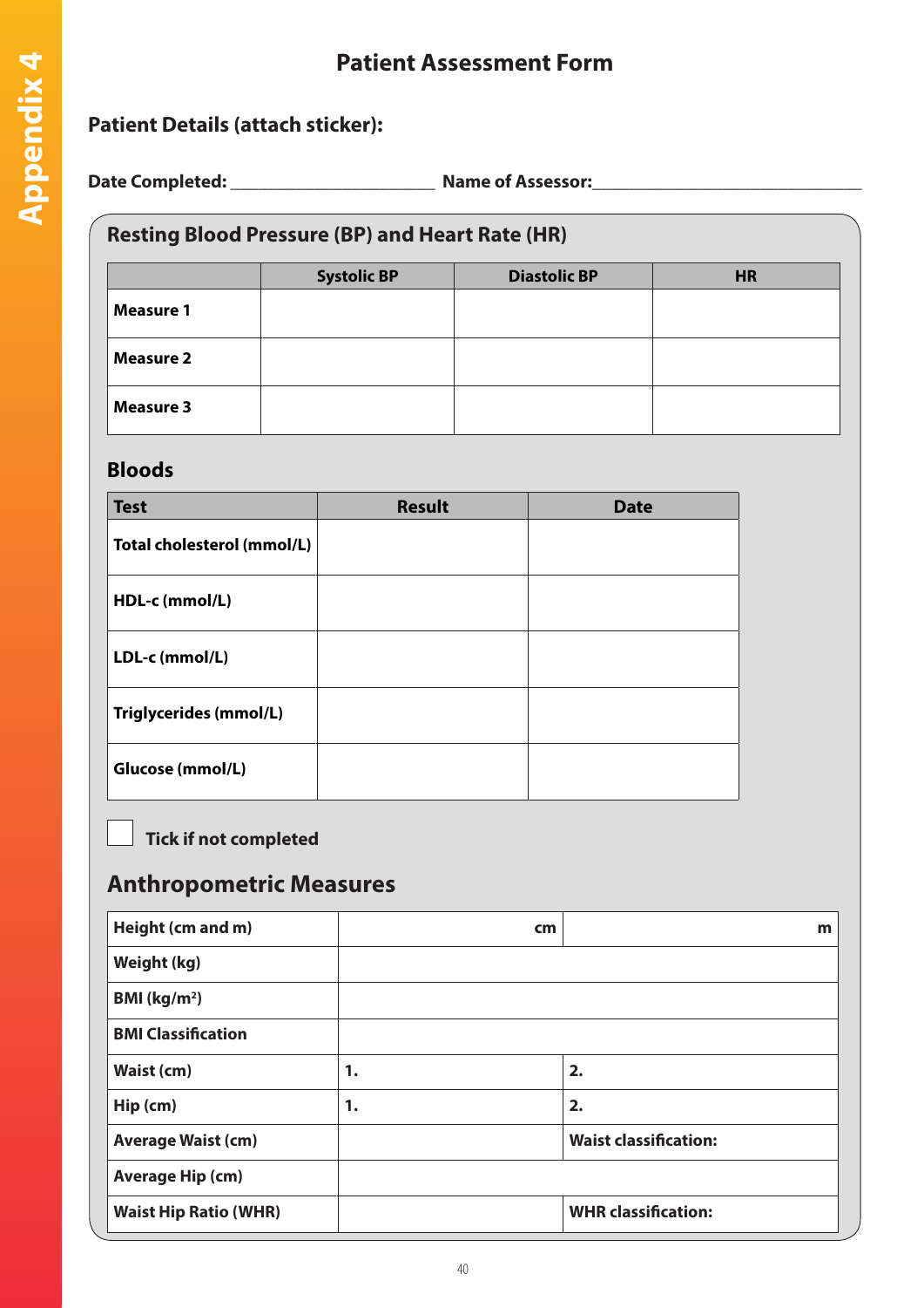# Patient Assessment Form

**Patient Details (attach sticker):**

**Date Completed:** ______________________ **Name of Assessor:** ______________________________

## Resting Blood Pressure (BP) and Heart Rate (HR)

| | Systolic BP | Diastolic BP | HR |
|---|---|---|---|
| **Measure 1** | | | |
| **Measure 2** | | | |
| **Measure 3** | | | |

## Bloods

| Test | Result | Date |
|---|---|---|
| **Total cholesterol (mmol/L)** | | |
| **HDL-c (mmol/L)** | | |
| **LDL-c (mmol/L)** | | |
| **Triglycerides (mmol/L)** | | |
| **Glucose (mmol/L)** | | |

☐ **Tick if not completed**

## Anthropometric Measures

| | | |
|---|---|---|
| **Height (cm and m)** | cm | m |
| **Weight (kg)** | | |
| **BMI (kg/m$^2$)** | | |
| **BMI Classification** | | |
| **Waist (cm)** | 1. | 2. |
| **Hip (cm)** | 1. | 2. |
| **Average Waist (cm)** | | **Waist classification:** |
| **Average Hip (cm)** | | |
| **Waist Hip Ratio (WHR)** | | **WHR classification:** |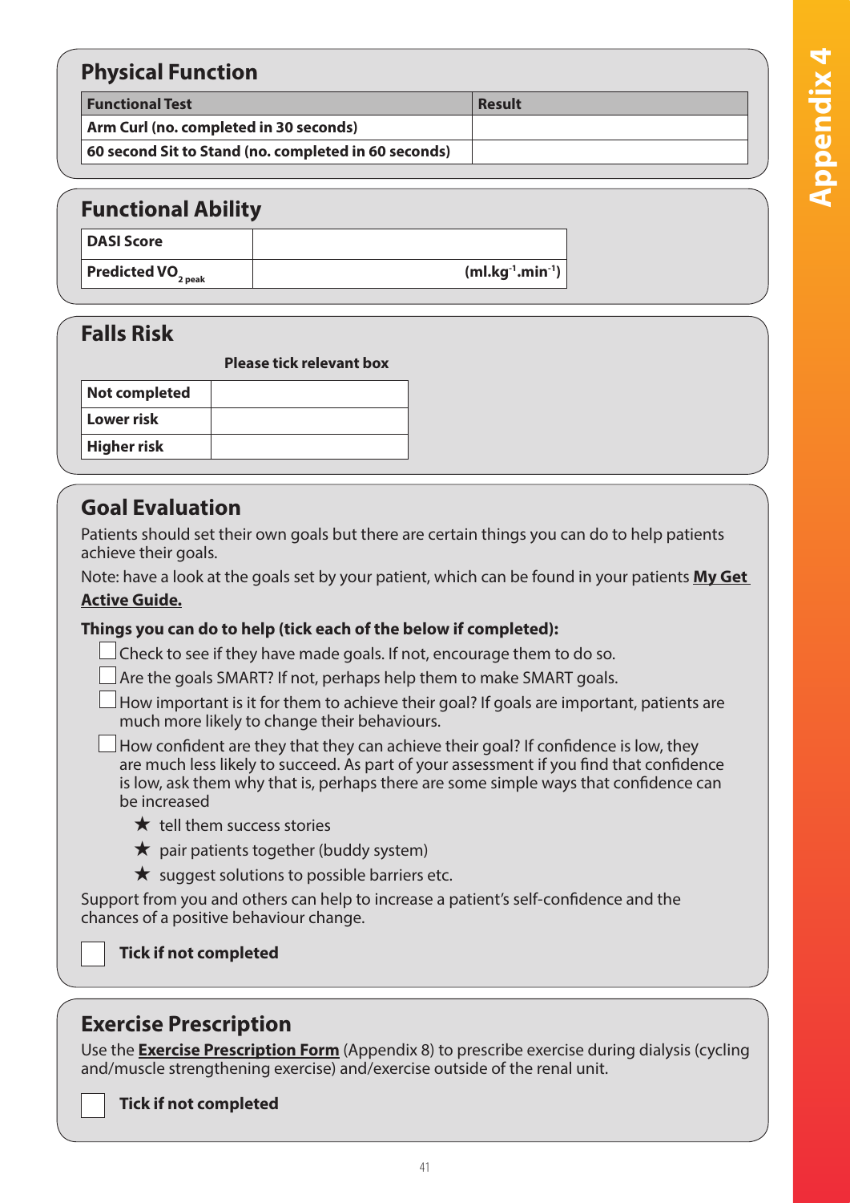## Physical Function

| Functional Test | Result |
|---|---|
| Arm Curl (no. completed in 30 seconds) | |
| 60 second Sit to Stand (no. completed in 60 seconds) | |

## Functional Ability

| | |
|---|---|
| DASI Score | |
| Predicted $VO_{2\,peak}$ | $(ml.kg^{-1}.min^{-1})$ |

## Falls Risk

**Please tick relevant box**

| | |
|---|---|
| Not completed | |
| Lower risk | |
| Higher risk | |

## Goal Evaluation

Patients should set their own goals but there are certain things you can do to help patients achieve their goals.

Note: have a look at the goals set by your patient, which can be found in your patients **My Get Active Guide.**

**Things you can do to help (tick each of the below if completed):**

- ☐ Check to see if they have made goals. If not, encourage them to do so.
- ☐ Are the goals SMART? If not, perhaps help them to make SMART goals.
- ☐ How important is it for them to achieve their goal? If goals are important, patients are much more likely to change their behaviours.
- ☐ How confident are they that they can achieve their goal? If confidence is low, they are much less likely to succeed. As part of your assessment if you find that confidence is low, ask them why that is, perhaps there are some simple ways that confidence can be increased
  - ★ tell them success stories
  - ★ pair patients together (buddy system)
  - ★ suggest solutions to possible barriers etc.

Support from you and others can help to increase a patient's self-confidence and the chances of a positive behaviour change.

☐ **Tick if not completed**

## Exercise Prescription

Use the **Exercise Prescription Form** (Appendix 8) to prescribe exercise during dialysis (cycling and/muscle strengthening exercise) and/exercise outside of the renal unit.

☐ **Tick if not completed**